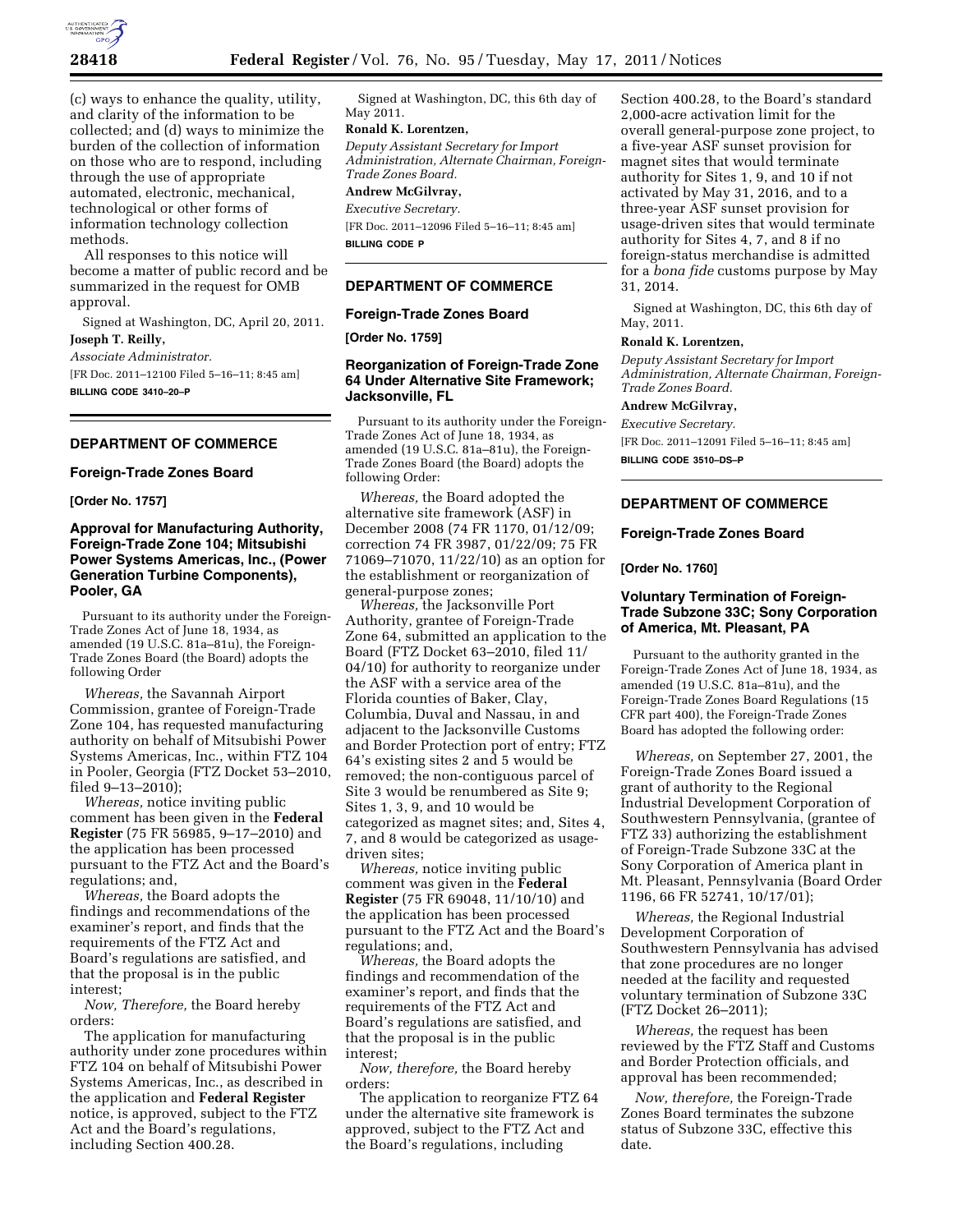(c) ways to enhance the quality, utility, and clarity of the information to be collected; and (d) ways to minimize the burden of the collection of information on those who are to respond, including through the use of appropriate automated, electronic, mechanical, technological or other forms of information technology collection methods.

All responses to this notice will become a matter of public record and be summarized in the request for OMB approval.

Signed at Washington, DC, April 20, 2011.

**Joseph T. Reilly,**

*Associate Administrator.*

[FR Doc. 2011–12100 Filed 5–16–11; 8:45 am]

**BILLING CODE 3410–20–P**

## DEPARTMENT OF COMMERCE

### Foreign-Trade Zones Board

**[Order No. 1757]**

### Approval for Manufacturing Authority, Foreign-Trade Zone 104; Mitsubishi Power Systems Americas, Inc., (Power Generation Turbine Components), Pooler, GA

Pursuant to its authority under the Foreign-Trade Zones Act of June 18, 1934, as amended (19 U.S.C. 81a–81u), the Foreign-Trade Zones Board (the Board) adopts the following Order

*Whereas,* the Savannah Airport Commission, grantee of Foreign-Trade Zone 104, has requested manufacturing authority on behalf of Mitsubishi Power Systems Americas, Inc., within FTZ 104 in Pooler, Georgia (FTZ Docket 53–2010, filed 9–13–2010);

*Whereas,* notice inviting public comment has been given in the **Federal Register** (75 FR 56985, 9–17–2010) and the application has been processed pursuant to the FTZ Act and the Board's regulations; and,

*Whereas,* the Board adopts the findings and recommendations of the examiner's report, and finds that the requirements of the FTZ Act and Board's regulations are satisfied, and that the proposal is in the public interest;

*Now, Therefore,* the Board hereby orders:

The application for manufacturing authority under zone procedures within FTZ 104 on behalf of Mitsubishi Power Systems Americas, Inc., as described in the application and **Federal Register** notice, is approved, subject to the FTZ Act and the Board's regulations, including Section 400.28.

Signed at Washington, DC, this 6th day of May 2011.

**Ronald K. Lorentzen,**

*Deputy Assistant Secretary for Import Administration, Alternate Chairman, Foreign-Trade Zones Board.*

**Andrew McGilvray,**

*Executive Secretary.*

[FR Doc. 2011–12096 Filed 5–16–11; 8:45 am]

**BILLING CODE P**

## DEPARTMENT OF COMMERCE

### Foreign-Trade Zones Board

**[Order No. 1759]**

### Reorganization of Foreign-Trade Zone 64 Under Alternative Site Framework; Jacksonville, FL

Pursuant to its authority under the Foreign-Trade Zones Act of June 18, 1934, as amended (19 U.S.C. 81a–81u), the Foreign-Trade Zones Board (the Board) adopts the following Order:

*Whereas,* the Board adopted the alternative site framework (ASF) in December 2008 (74 FR 1170, 01/12/09; correction 74 FR 3987, 01/22/09; 75 FR 71069–71070, 11/22/10) as an option for the establishment or reorganization of general-purpose zones;

*Whereas,* the Jacksonville Port Authority, grantee of Foreign-Trade Zone 64, submitted an application to the Board (FTZ Docket 63–2010, filed 11/04/10) for authority to reorganize under the ASF with a service area of the Florida counties of Baker, Clay, Columbia, Duval and Nassau, in and adjacent to the Jacksonville Customs and Border Protection port of entry; FTZ 64's existing sites 2 and 5 would be removed; the non-contiguous parcel of Site 3 would be renumbered as Site 9; Sites 1, 3, 9, and 10 would be categorized as magnet sites; and, Sites 4, 7, and 8 would be categorized as usage-driven sites;

*Whereas,* notice inviting public comment was given in the **Federal Register** (75 FR 69048, 11/10/10) and the application has been processed pursuant to the FTZ Act and the Board's regulations; and,

*Whereas,* the Board adopts the findings and recommendation of the examiner's report, and finds that the requirements of the FTZ Act and Board's regulations are satisfied, and that the proposal is in the public interest;

*Now, therefore,* the Board hereby orders:

The application to reorganize FTZ 64 under the alternative site framework is approved, subject to the FTZ Act and the Board's regulations, including Section 400.28, to the Board's standard 2,000-acre activation limit for the overall general-purpose zone project, to a five-year ASF sunset provision for magnet sites that would terminate authority for Sites 1, 9, and 10 if not activated by May 31, 2016, and to a three-year ASF sunset provision for usage-driven sites that would terminate authority for Sites 4, 7, and 8 if no foreign-status merchandise is admitted for a *bona fide* customs purpose by May 31, 2014.

Signed at Washington, DC, this 6th day of May, 2011.

**Ronald K. Lorentzen,**

*Deputy Assistant Secretary for Import Administration, Alternate Chairman, Foreign-Trade Zones Board.*

**Andrew McGilvray,**

*Executive Secretary.*

[FR Doc. 2011–12091 Filed 5–16–11; 8:45 am]

**BILLING CODE 3510–DS–P**

## DEPARTMENT OF COMMERCE

### Foreign-Trade Zones Board

**[Order No. 1760]**

### Voluntary Termination of Foreign-Trade Subzone 33C; Sony Corporation of America, Mt. Pleasant, PA

Pursuant to the authority granted in the Foreign-Trade Zones Act of June 18, 1934, as amended (19 U.S.C. 81a–81u), and the Foreign-Trade Zones Board Regulations (15 CFR part 400), the Foreign-Trade Zones Board has adopted the following order:

*Whereas,* on September 27, 2001, the Foreign-Trade Zones Board issued a grant of authority to the Regional Industrial Development Corporation of Southwestern Pennsylvania, (grantee of FTZ 33) authorizing the establishment of Foreign-Trade Subzone 33C at the Sony Corporation of America plant in Mt. Pleasant, Pennsylvania (Board Order 1196, 66 FR 52741, 10/17/01);

*Whereas,* the Regional Industrial Development Corporation of Southwestern Pennsylvania has advised that zone procedures are no longer needed at the facility and requested voluntary termination of Subzone 33C (FTZ Docket 26–2011);

*Whereas,* the request has been reviewed by the FTZ Staff and Customs and Border Protection officials, and approval has been recommended;

*Now, therefore,* the Foreign-Trade Zones Board terminates the subzone status of Subzone 33C, effective this date.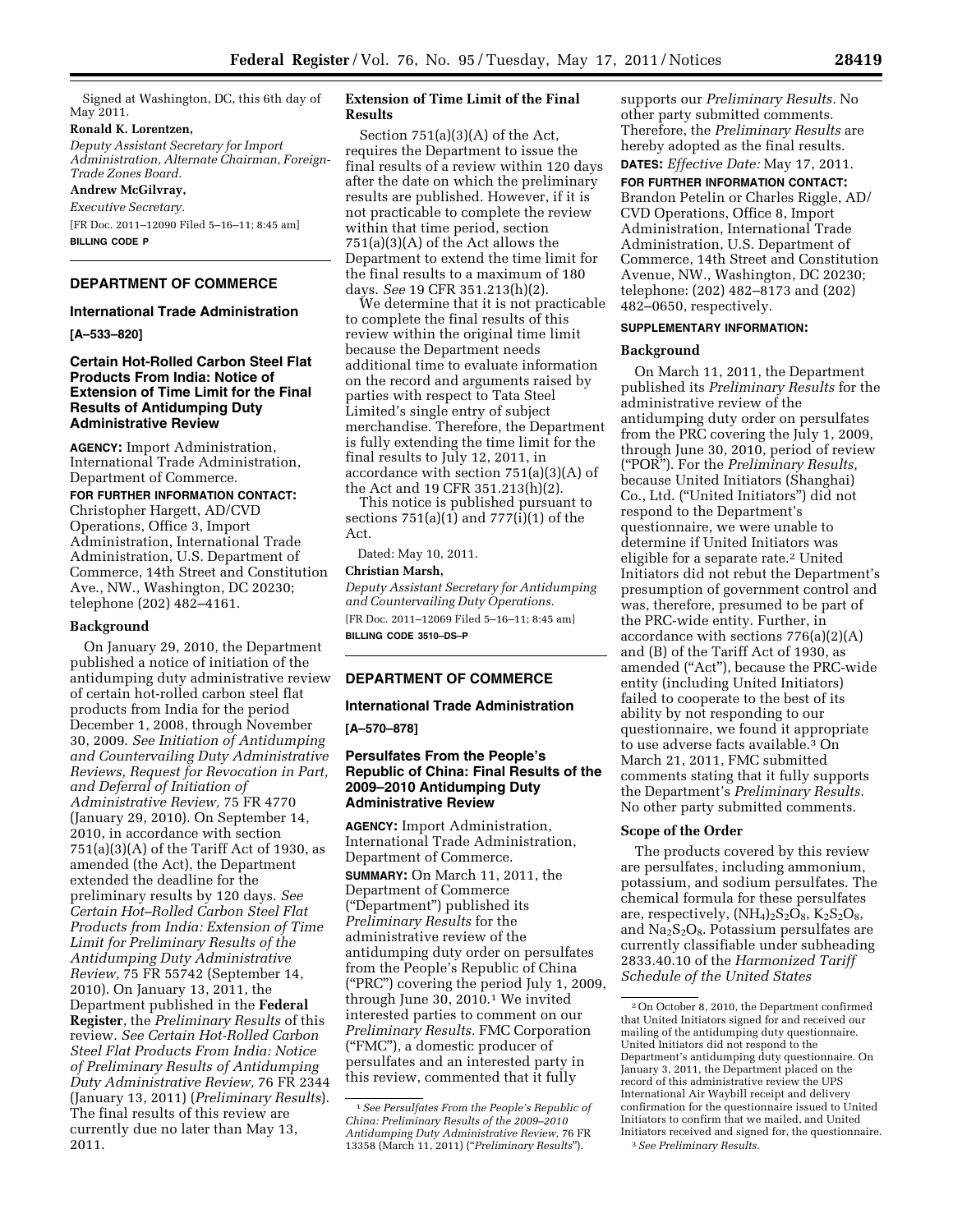Signed at Washington, DC, this 6th day of May 2011.

**Ronald K. Lorentzen,**

*Deputy Assistant Secretary for Import Administration, Alternate Chairman, Foreign-Trade Zones Board.*

**Andrew McGilvray,**

*Executive Secretary.*

[FR Doc. 2011–12090 Filed 5–16–11; 8:45 am]

**BILLING CODE P**

---

## DEPARTMENT OF COMMERCE

### International Trade Administration

**[A–533–820]**

### Certain Hot-Rolled Carbon Steel Flat Products From India: Notice of Extension of Time Limit for the Final Results of Antidumping Duty Administrative Review

**AGENCY:** Import Administration, International Trade Administration, Department of Commerce.

**FOR FURTHER INFORMATION CONTACT:** Christopher Hargett, AD/CVD Operations, Office 3, Import Administration, International Trade Administration, U.S. Department of Commerce, 14th Street and Constitution Ave., NW., Washington, DC 20230; telephone (202) 482–4161.

#### Background

On January 29, 2010, the Department published a notice of initiation of the antidumping duty administrative review of certain hot-rolled carbon steel flat products from India for the period December 1, 2008, through November 30, 2009. *See Initiation of Antidumping and Countervailing Duty Administrative Reviews, Request for Revocation in Part, and Deferral of Initiation of Administrative Review,* 75 FR 4770 (January 29, 2010). On September 14, 2010, in accordance with section 751(a)(3)(A) of the Tariff Act of 1930, as amended (the Act), the Department extended the deadline for the preliminary results by 120 days. *See Certain Hot–Rolled Carbon Steel Flat Products from India: Extension of Time Limit for Preliminary Results of the Antidumping Duty Administrative Review,* 75 FR 55742 (September 14, 2010). On January 13, 2011, the Department published in the **Federal Register**, the *Preliminary Results* of this review. *See Certain Hot-Rolled Carbon Steel Flat Products From India: Notice of Preliminary Results of Antidumping Duty Administrative Review,* 76 FR 2344 (January 13, 2011) (*Preliminary Results*). The final results of this review are currently due no later than May 13, 2011.

#### Extension of Time Limit of the Final Results

Section 751(a)(3)(A) of the Act, requires the Department to issue the final results of a review within 120 days after the date on which the preliminary results are published. However, if it is not practicable to complete the review within that time period, section 751(a)(3)(A) of the Act allows the Department to extend the time limit for the final results to a maximum of 180 days. *See* 19 CFR 351.213(h)(2).

We determine that it is not practicable to complete the final results of this review within the original time limit because the Department needs additional time to evaluate information on the record and arguments raised by parties with respect to Tata Steel Limited's single entry of subject merchandise. Therefore, the Department is fully extending the time limit for the final results to July 12, 2011, in accordance with section 751(a)(3)(A) of the Act and 19 CFR 351.213(h)(2).

This notice is published pursuant to sections 751(a)(1) and 777(i)(1) of the Act.

Dated: May 10, 2011.

**Christian Marsh,**

*Deputy Assistant Secretary for Antidumping and Countervailing Duty Operations.*

[FR Doc. 2011–12069 Filed 5–16–11; 8:45 am]

**BILLING CODE 3510–DS–P**

---

## DEPARTMENT OF COMMERCE

### International Trade Administration

**[A–570–878]**

### Persulfates From the People's Republic of China: Final Results of the 2009–2010 Antidumping Duty Administrative Review

**AGENCY:** Import Administration, International Trade Administration, Department of Commerce.

**SUMMARY:** On March 11, 2011, the Department of Commerce ("Department") published its *Preliminary Results* for the administrative review of the antidumping duty order on persulfates from the People's Republic of China ("PRC") covering the period July 1, 2009, through June 30, 2010.[1] We invited interested parties to comment on our *Preliminary Results.* FMC Corporation ("FMC"), a domestic producer of persulfates and an interested party in this review, commented that it fully supports our *Preliminary Results.* No other party submitted comments. Therefore, the *Preliminary Results* are hereby adopted as the final results.

**DATES:** *Effective Date:* May 17, 2011.

**FOR FURTHER INFORMATION CONTACT:** Brandon Petelin or Charles Riggle, AD/CVD Operations, Office 8, Import Administration, International Trade Administration, U.S. Department of Commerce, 14th Street and Constitution Avenue, NW., Washington, DC 20230; telephone: (202) 482–8173 and (202) 482–0650, respectively.

**SUPPLEMENTARY INFORMATION:**

#### Background

On March 11, 2011, the Department published its *Preliminary Results* for the administrative review of the antidumping duty order on persulfates from the PRC covering the July 1, 2009, through June 30, 2010, period of review ("POR"). For the *Preliminary Results,* because United Initiators (Shanghai) Co., Ltd. ("United Initiators") did not respond to the Department's questionnaire, we were unable to determine if United Initiators was eligible for a separate rate.[2] United Initiators did not rebut the Department's presumption of government control and was, therefore, presumed to be part of the PRC-wide entity. Further, in accordance with sections 776(a)(2)(A) and (B) of the Tariff Act of 1930, as amended ("Act"), because the PRC-wide entity (including United Initiators) failed to cooperate to the best of its ability by not responding to our questionnaire, we found it appropriate to use adverse facts available.[3] On March 21, 2011, FMC submitted comments stating that it fully supports the Department's *Preliminary Results.* No other party submitted comments.

#### Scope of the Order

The products covered by this review are persulfates, including ammonium, potassium, and sodium persulfates. The chemical formula for these persulfates are, respectively, $(NH_4)_2S_2O_8$, $K_2S_2O_8$, and $Na_2S_2O_8$. Potassium persulfates are currently classifiable under subheading 2833.40.10 of the *Harmonized Tariff Schedule of the United States*

---

[1] *See Persulfates From the People's Republic of China: Preliminary Results of the 2009–2010 Antidumping Duty Administrative Review,* 76 FR 13358 (March 11, 2011) ("*Preliminary Results*").

[2] On October 8, 2010, the Department confirmed that United Initiators signed for and received our mailing of the antidumping duty questionnaire. United Initiators did not respond to the Department's antidumping duty questionnaire. On January 3, 2011, the Department placed on the record of this administrative review the UPS International Air Waybill receipt and delivery confirmation for the questionnaire issued to United Initiators to confirm that we mailed, and United Initiators received and signed for, the questionnaire.

[3] *See Preliminary Results.*